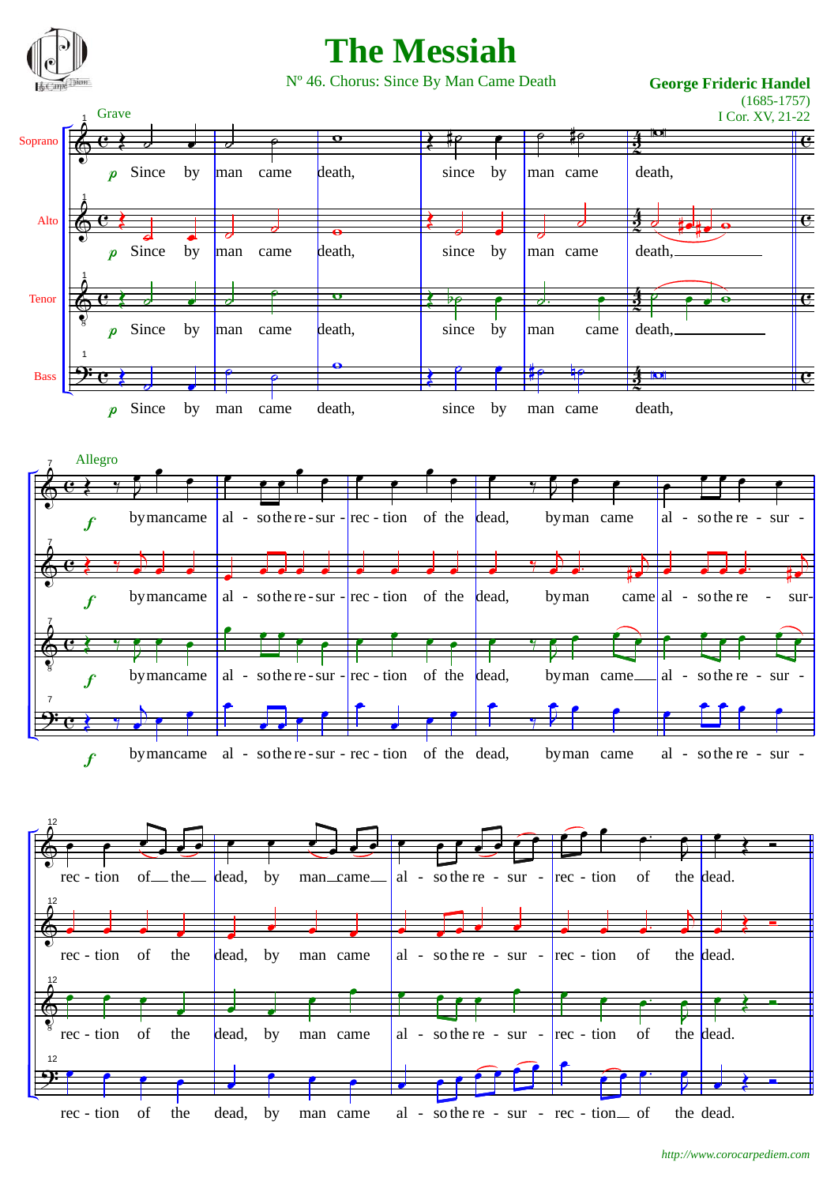# The Messiah

Nº 46. Chorus: Since By Man Came Death

**George Frideric Handel**
(1685-1757)
I Cor. XV, 21-22

Grave

Soprano: *p* Since by man came death, since by man came death,

Alto: *p* Since by man came death, since by man came death,

Tenor: *p* Since by man came death, since by man came death,

Bass: *p* Since by man came death, since by man came death,

Allegro

Soprano: *f* by man came al - so the re - sur - rec - tion of the dead, by man came al - so the re - sur - rec - tion of the dead, by man came al - so the re - sur - rec - tion of the dead.

Alto: *f* by man came al - so the re - sur - rec - tion of the dead, by man came al - so the re - sur- rec - tion of the dead, by man came al - so the re - sur - rec - tion of the dead.

Tenor: *f* by man came al - so the re - sur - rec - tion of the dead, by man came al - so the re - sur - rec - tion of the dead, by man came al - so the re - sur - rec - tion of the dead.

Bass: *f* by man came al - so the re - sur - rec - tion of the dead, by man came al - so the re - sur - rec - tion of the dead, by man came al - so the re - sur - rec - tion of the dead.

http://www.corocarpediem.com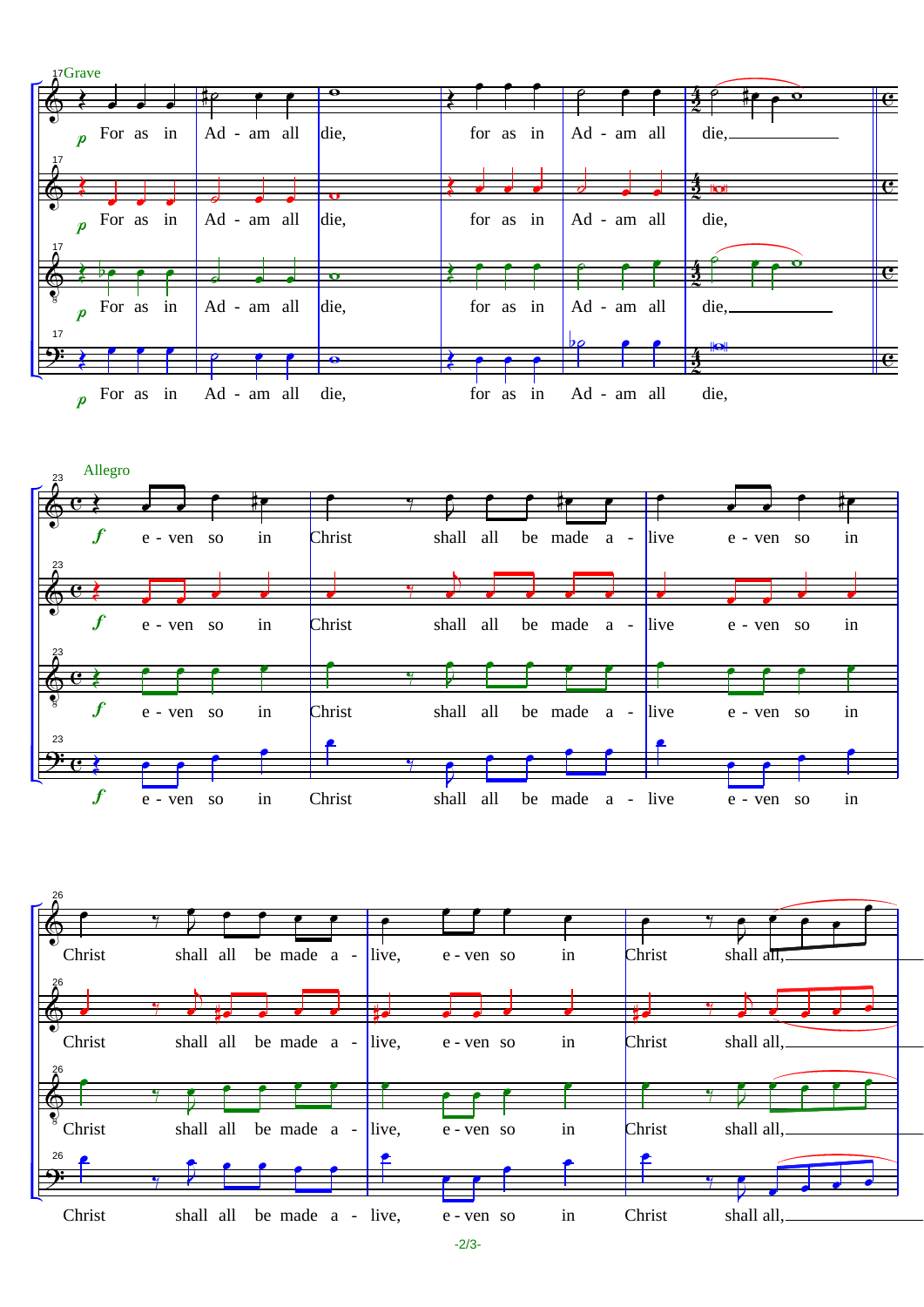Grave

*p* For as in Ad - am all die, for as in Ad - am all die,

Allegro

*f* e - ven so in Christ shall all be made a - live e - ven so in

Christ shall all be made a - live, e - ven so in Christ shall all,

-2/3-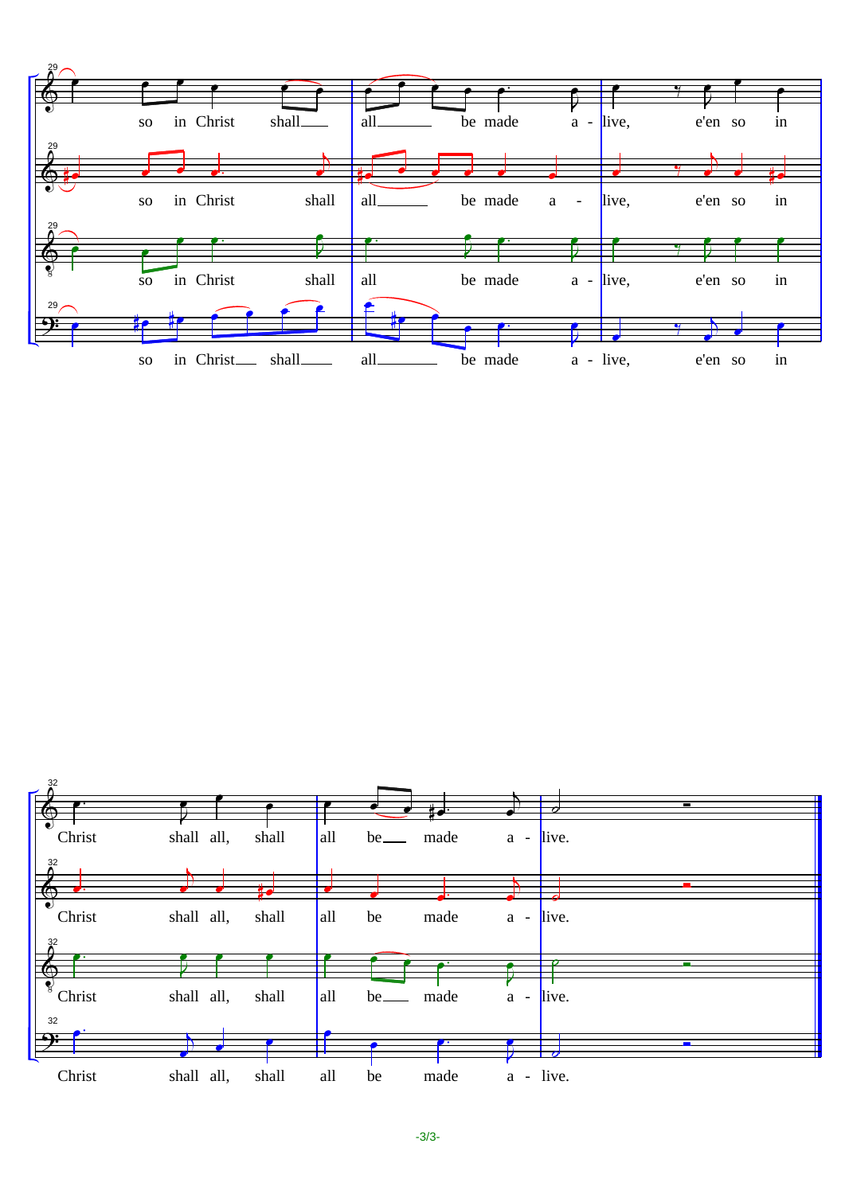29

so in Christ shall all be made a - live, e'en so in

so in Christ shall all be made a - live, e'en so in

so in Christ shall all be made a - live, e'en so in

so in Christ shall all be made a - live, e'en so in

32

Christ shall all, shall all be made a - live.

Christ shall all, shall all be made a - live.

Christ shall all, shall all be made a - live.

Christ shall all, shall all be made a - live.